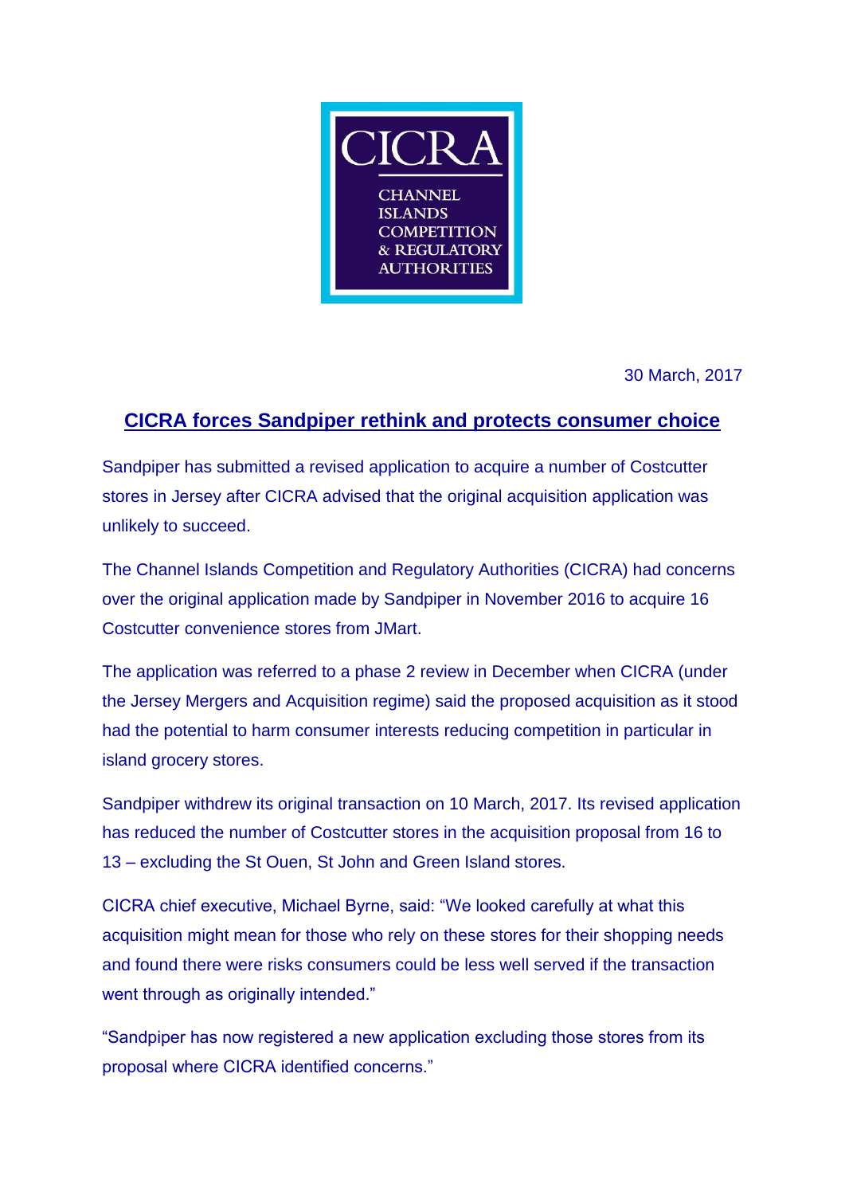CICRA

CHANNEL ISLANDS COMPETITION & REGULATORY AUTHORITIES

30 March, 2017

## CICRA forces Sandpiper rethink and protects consumer choice

Sandpiper has submitted a revised application to acquire a number of Costcutter stores in Jersey after CICRA advised that the original acquisition application was unlikely to succeed.

The Channel Islands Competition and Regulatory Authorities (CICRA) had concerns over the original application made by Sandpiper in November 2016 to acquire 16 Costcutter convenience stores from JMart.

The application was referred to a phase 2 review in December when CICRA (under the Jersey Mergers and Acquisition regime) said the proposed acquisition as it stood had the potential to harm consumer interests reducing competition in particular in island grocery stores.

Sandpiper withdrew its original transaction on 10 March, 2017. Its revised application has reduced the number of Costcutter stores in the acquisition proposal from 16 to 13 – excluding the St Ouen, St John and Green Island stores.

CICRA chief executive, Michael Byrne, said: “We looked carefully at what this acquisition might mean for those who rely on these stores for their shopping needs and found there were risks consumers could be less well served if the transaction went through as originally intended.”

“Sandpiper has now registered a new application excluding those stores from its proposal where CICRA identified concerns.”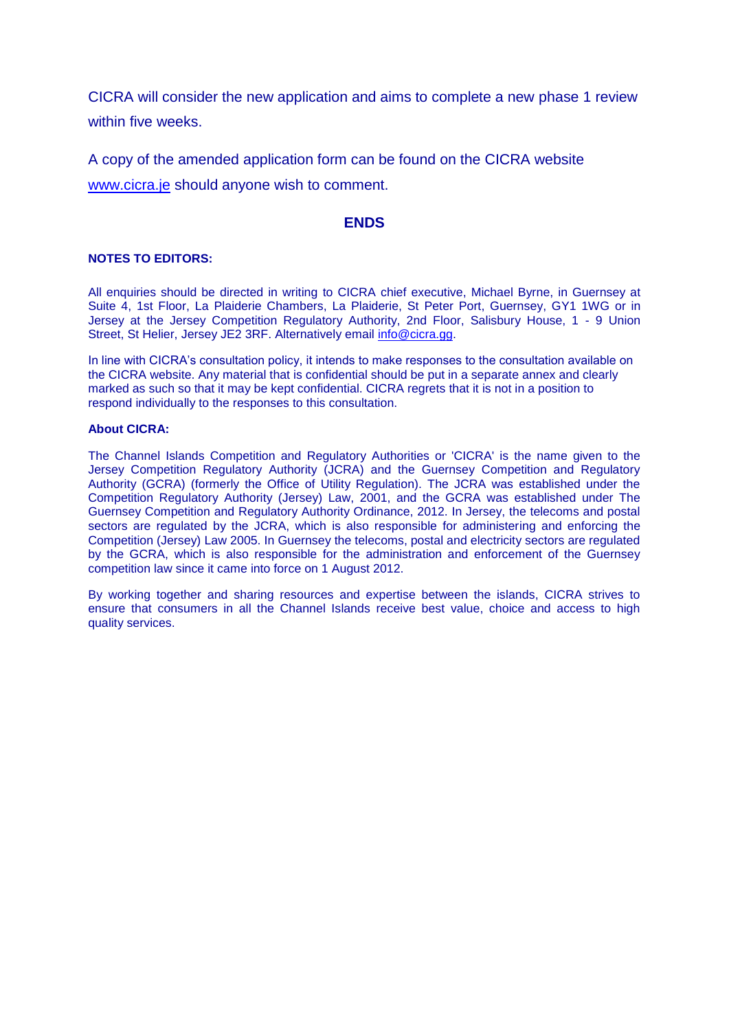CICRA will consider the new application and aims to complete a new phase 1 review within five weeks.

A copy of the amended application form can be found on the CICRA website www.cicra.je should anyone wish to comment.

**ENDS**

**NOTES TO EDITORS:**

All enquiries should be directed in writing to CICRA chief executive, Michael Byrne, in Guernsey at Suite 4, 1st Floor, La Plaiderie Chambers, La Plaiderie, St Peter Port, Guernsey, GY1 1WG or in Jersey at the Jersey Competition Regulatory Authority, 2nd Floor, Salisbury House, 1 - 9 Union Street, St Helier, Jersey JE2 3RF. Alternatively email info@cicra.gg.

In line with CICRA's consultation policy, it intends to make responses to the consultation available on the CICRA website. Any material that is confidential should be put in a separate annex and clearly marked as such so that it may be kept confidential. CICRA regrets that it is not in a position to respond individually to the responses to this consultation.

**About CICRA:**

The Channel Islands Competition and Regulatory Authorities or 'CICRA' is the name given to the Jersey Competition Regulatory Authority (JCRA) and the Guernsey Competition and Regulatory Authority (GCRA) (formerly the Office of Utility Regulation). The JCRA was established under the Competition Regulatory Authority (Jersey) Law, 2001, and the GCRA was established under The Guernsey Competition and Regulatory Authority Ordinance, 2012. In Jersey, the telecoms and postal sectors are regulated by the JCRA, which is also responsible for administering and enforcing the Competition (Jersey) Law 2005. In Guernsey the telecoms, postal and electricity sectors are regulated by the GCRA, which is also responsible for the administration and enforcement of the Guernsey competition law since it came into force on 1 August 2012.

By working together and sharing resources and expertise between the islands, CICRA strives to ensure that consumers in all the Channel Islands receive best value, choice and access to high quality services.